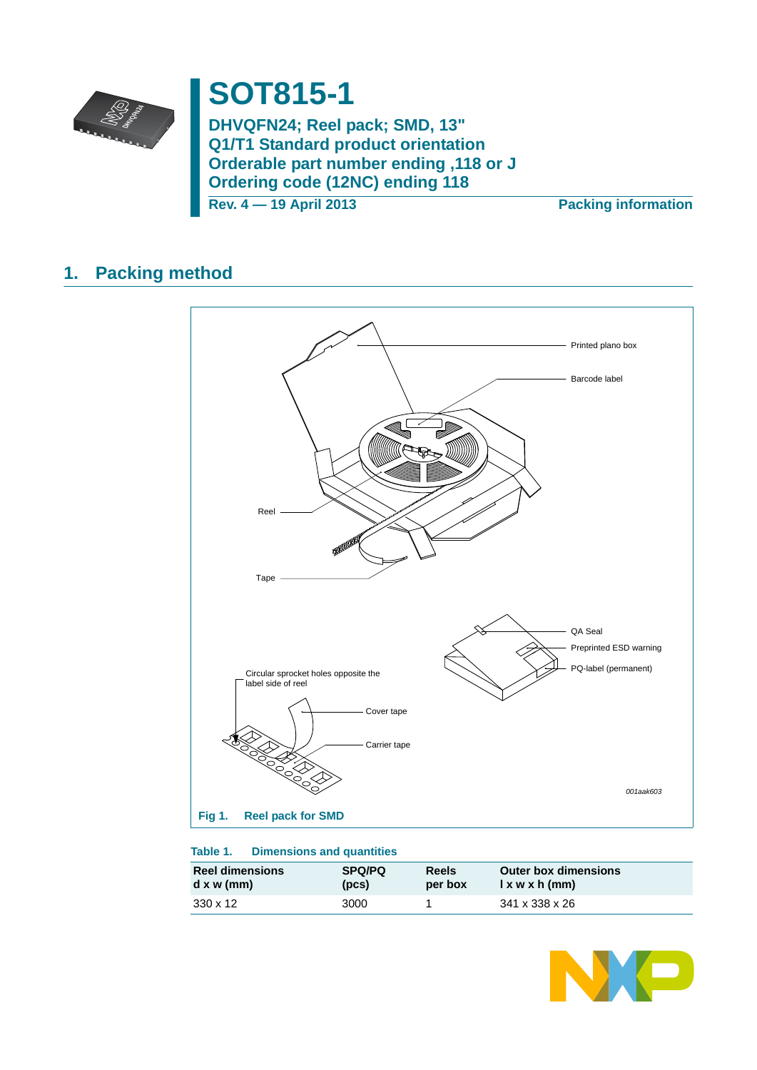# SOT815-1

## DHVQFN24; Reel pack; SMD, 13"
## Q1/T1 Standard product orientation
## Orderable part number ending ,118 or J
## Ordering code (12NC) ending 118

**Rev. 4 — 19 April 2013** **Packing information**

## 1. Packing method

Printed plano box

Barcode label

Reel

Tape

QA Seal

Preprinted ESD warning

PQ-label (permanent)

Circular sprocket holes opposite the label side of reel

Cover tape

Carrier tape

*001aak603*

**Fig 1. Reel pack for SMD**

**Table 1. Dimensions and quantities**

| Reel dimensions d x w (mm) | SPQ/PQ (pcs) | Reels per box | Outer box dimensions l x w x h (mm) |
|---|---|---|---|
| 330 x 12 | 3000 | 1 | 341 x 338 x 26 |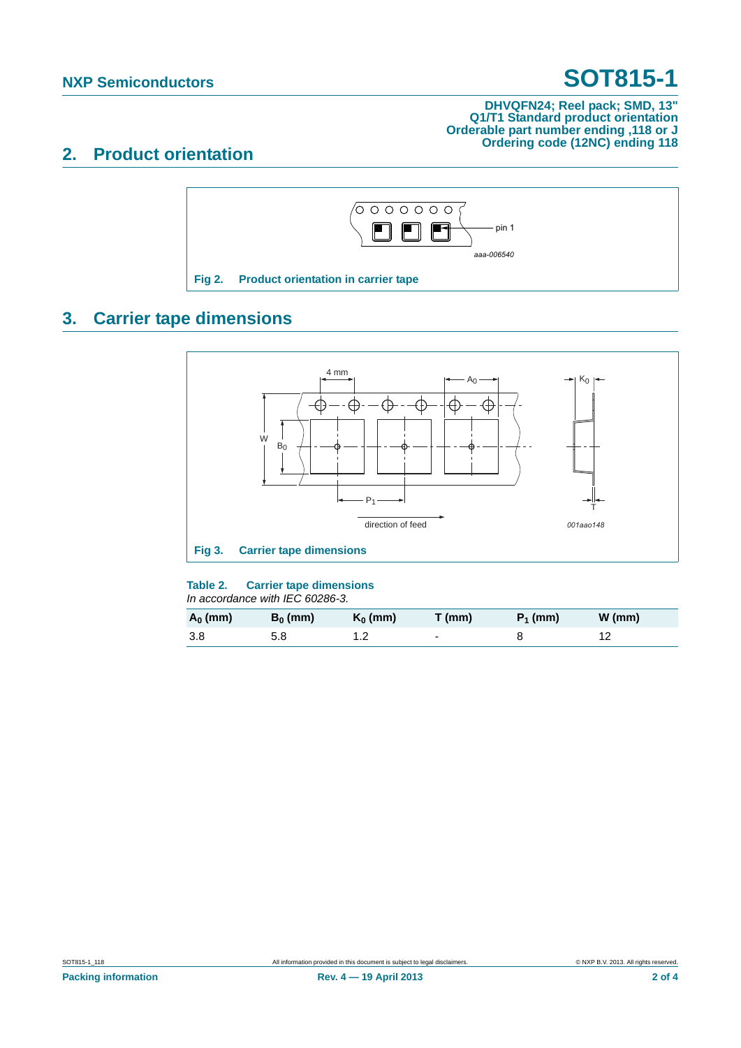DHVQFN24; Reel pack; SMD, 13"
Q1/T1 Standard product orientation
Orderable part number ending ,118 or J
Ordering code (12NC) ending 118

## 2. Product orientation

Fig 2. Product orientation in carrier tape

## 3. Carrier tape dimensions

Fig 3. Carrier tape dimensions

**Table 2. Carrier tape dimensions**

*In accordance with IEC 60286-3.*

| $A_0$ (mm) | $B_0$ (mm) | $K_0$ (mm) | T (mm) | $P_1$ (mm) | W (mm) |
|---|---|---|---|---|---|
| 3.8 | 5.8 | 1.2 | - | 8 | 12 |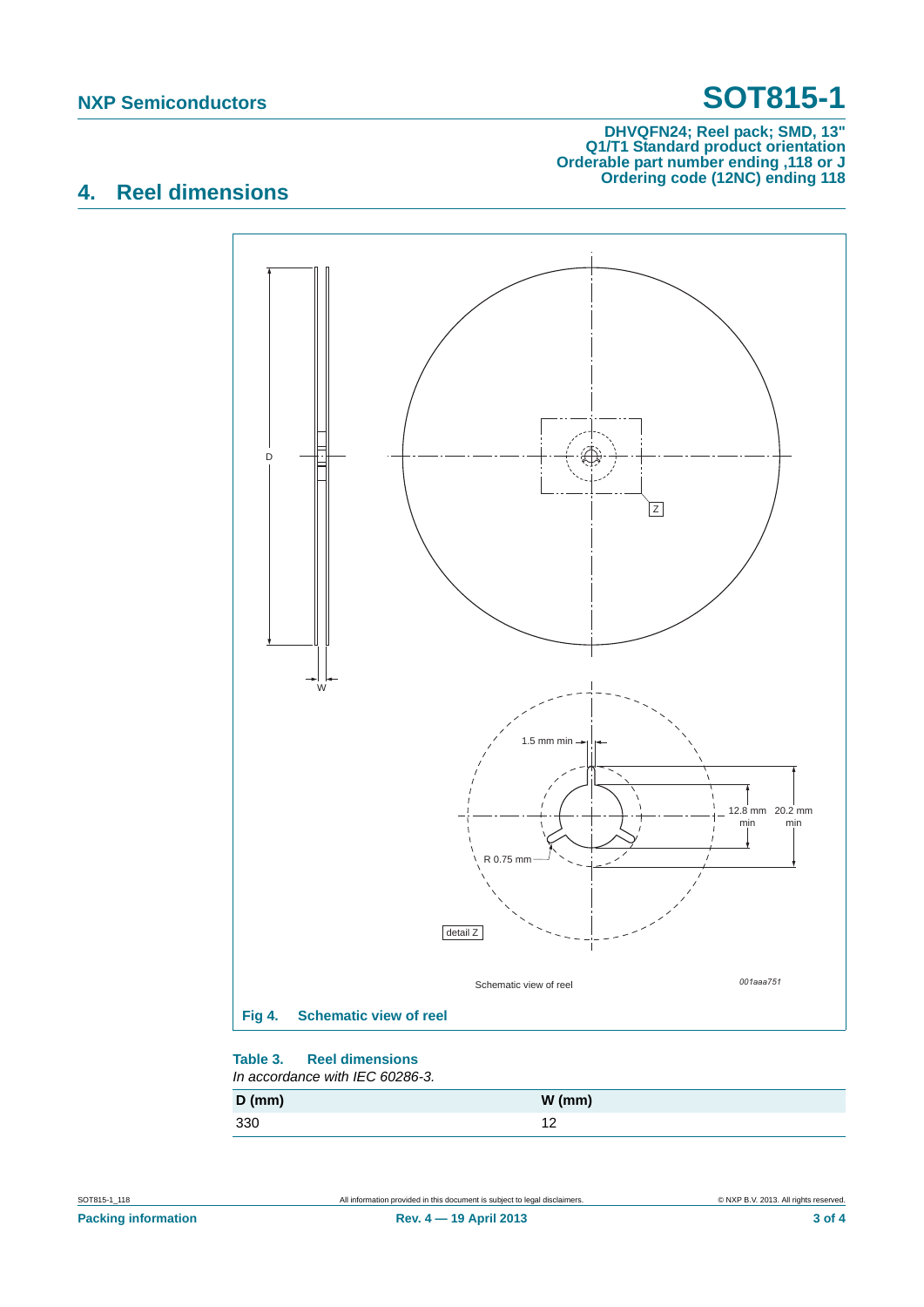## 4. Reel dimensions

Fig 4. Schematic view of reel

**Table 3. Reel dimensions**

*In accordance with IEC 60286-3.*

| D (mm) | W (mm) |
|---|---|
| 330 | 12 |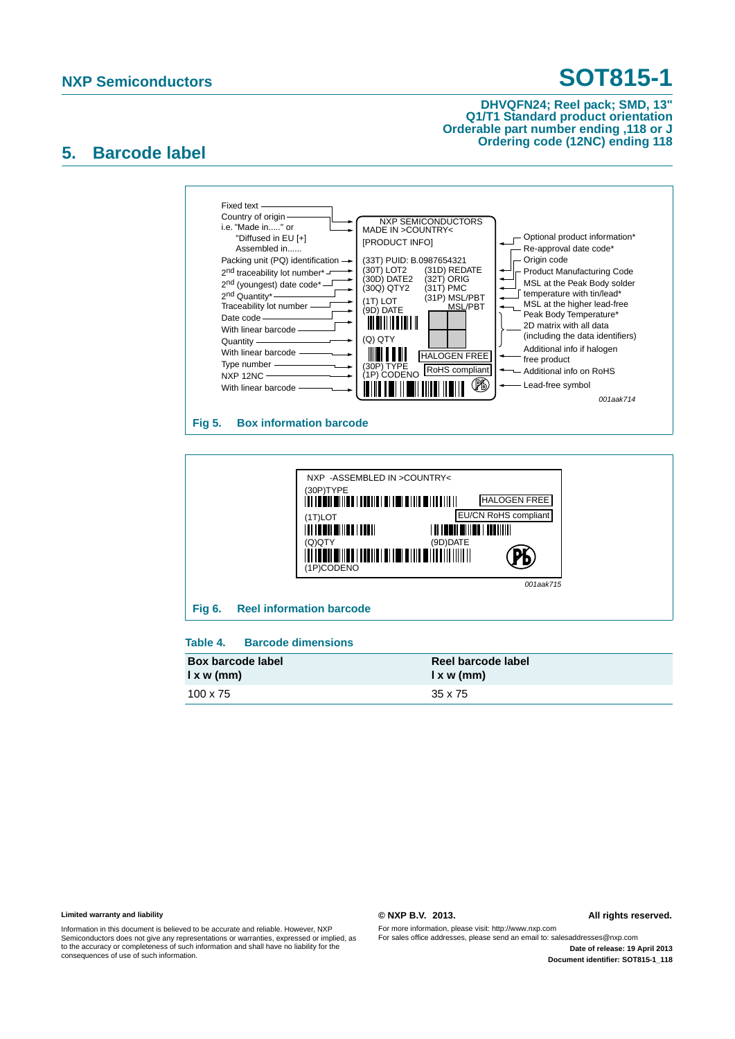## 5. Barcode label

Fixed text

Country of origin

i.e. "Made in....." or

"Diffused in EU [+]

Assembled in......

Packing unit (PQ) identification

2nd traceability lot number*

2nd (youngest) date code*

2nd Quantity*

Traceability lot number

Date code

With linear barcode

Quantity

With linear barcode

Type number

NXP 12NC

With linear barcode

NXP SEMICONDUCTORS

MADE IN >COUNTRY<

[PRODUCT INFO]

(33T) PUID: B.0987654321

(30T) LOT2

(30D) DATE2

(30Q) QTY2

(1T) LOT

(9D) DATE

(31D) REDATE

(32T) ORIG

(31T) PMC

(31P) MSL/PBT

MSL/PBT

(Q) QTY

HALOGEN FREE

RoHS compliant

(30P) TYPE

(1P) CODENO

Optional product information*

Re-approval date code*

Origin code

Product Manufacturing Code

MSL at the Peak Body solder temperature with tin/lead*

MSL at the higher lead-free Peak Body Temperature*

2D matrix with all data (including the data identifiers)

Additional info if halogen free product

Additional info on RoHS

Lead-free symbol

001aak714

**Fig 5. Box information barcode**

NXP -ASSEMBLED IN >COUNTRY<

(30P)TYPE

HALOGEN FREE

(1T)LOT

EU/CN RoHS compliant

(Q)QTY

(9D)DATE

(1P)CODENO

001aak715

**Fig 6. Reel information barcode**

**Table 4. Barcode dimensions**

| Box barcode label l x w (mm) | Reel barcode label l x w (mm) |
|---|---|
| 100 x 75 | 35 x 75 |

**Limited warranty and liability**

Information in this document is believed to be accurate and reliable. However, NXP Semiconductors does not give any representations or warranties, expressed or implied, as to the accuracy or completeness of such information and shall have no liability for the consequences of use of such information.

**© NXP B.V. 2013.** **All rights reserved.**

For more information, please visit: http://www.nxp.com

For sales office addresses, please send an email to: salesaddresses@nxp.com

**Date of release: 19 April 2013**

**Document identifier: SOT815-1_118**